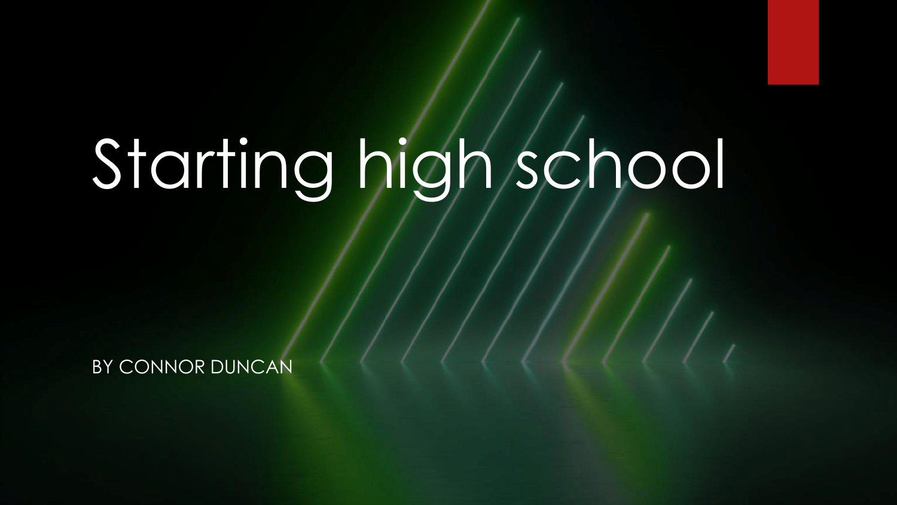# Starting high school

BY CONNOR DUNCAN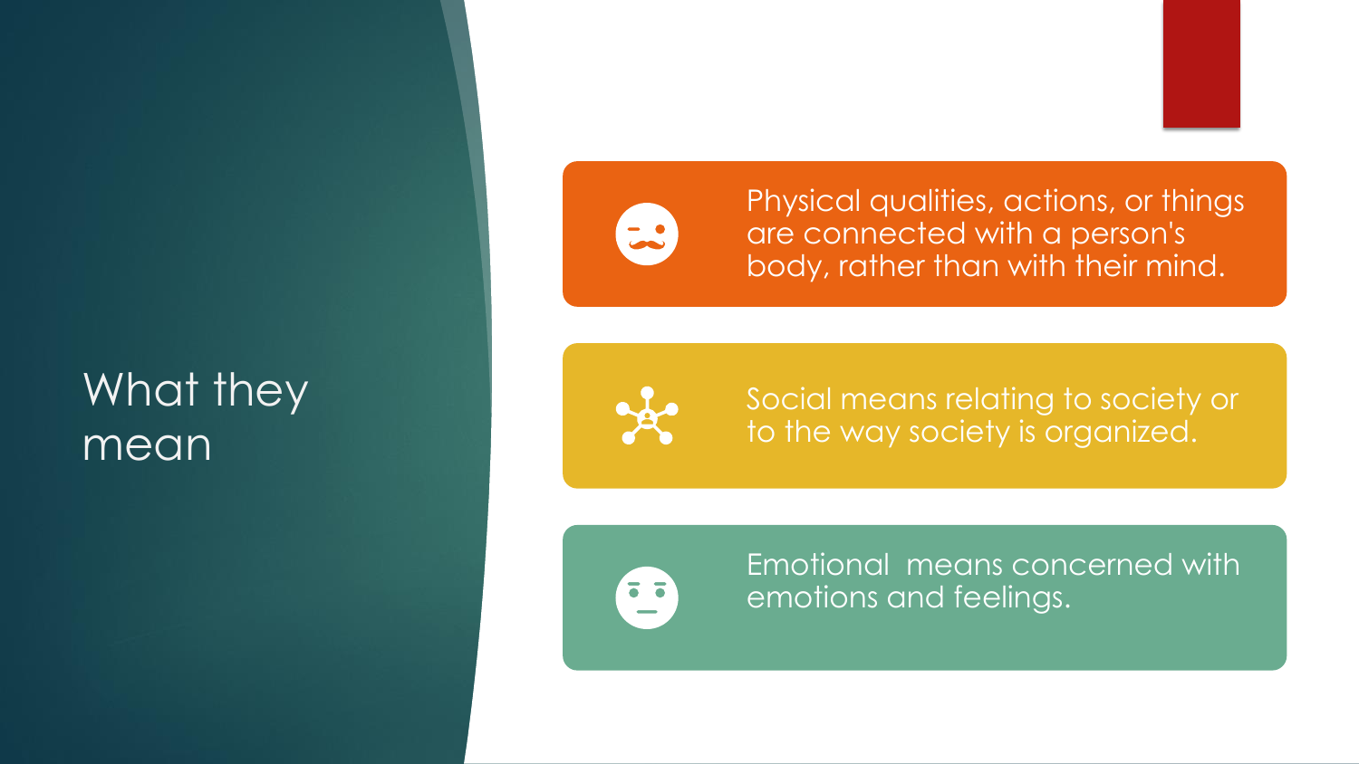# What they mean

- Physical qualities, actions, or things are connected with a person's body, rather than with their mind.
- Social means relating to society or to the way society is organized.
- Emotional  means concerned with emotions and feelings.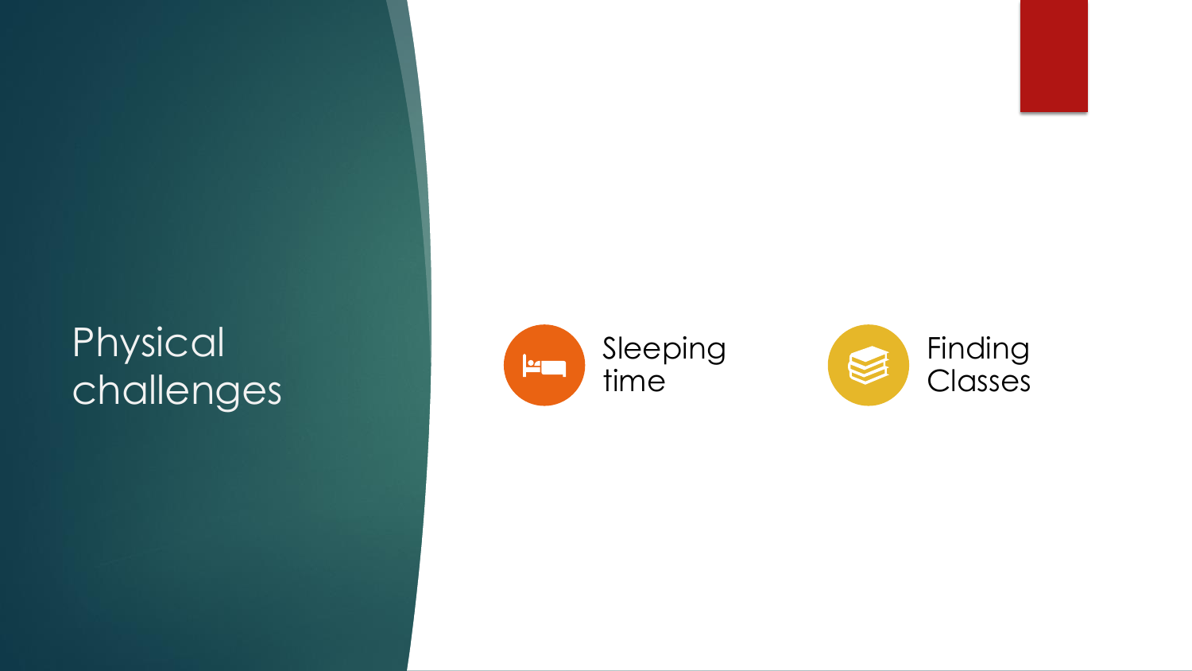# Physical challenges

- Sleeping time
- Finding Classes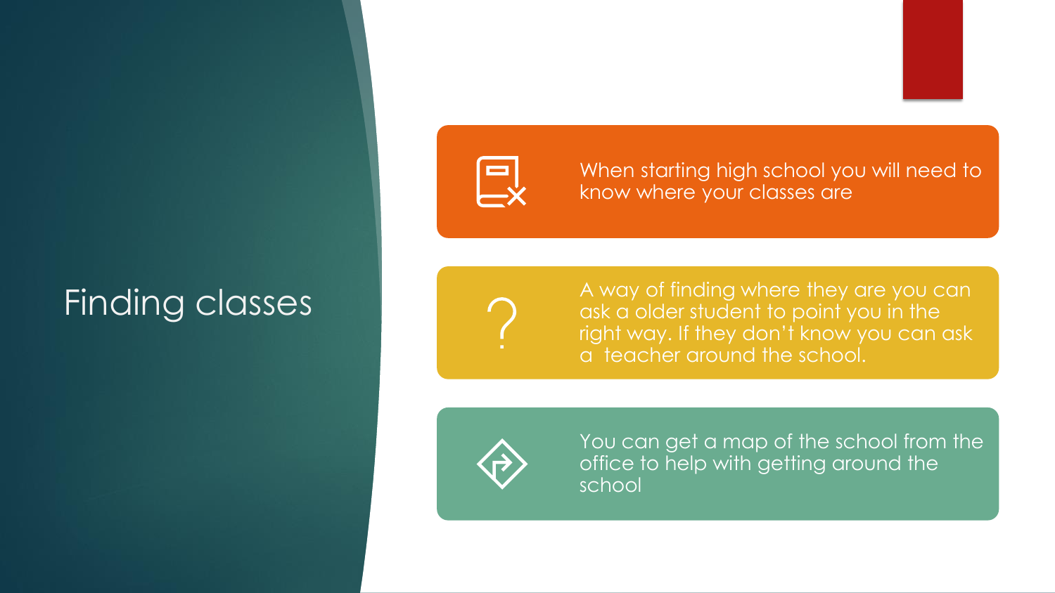# Finding classes

- When starting high school you will need to know where your classes are
- A way of finding where they are you can ask a older student to point you in the right way. If they don't know you can ask a  teacher around the school.
- You can get a map of the school from the office to help with getting around the school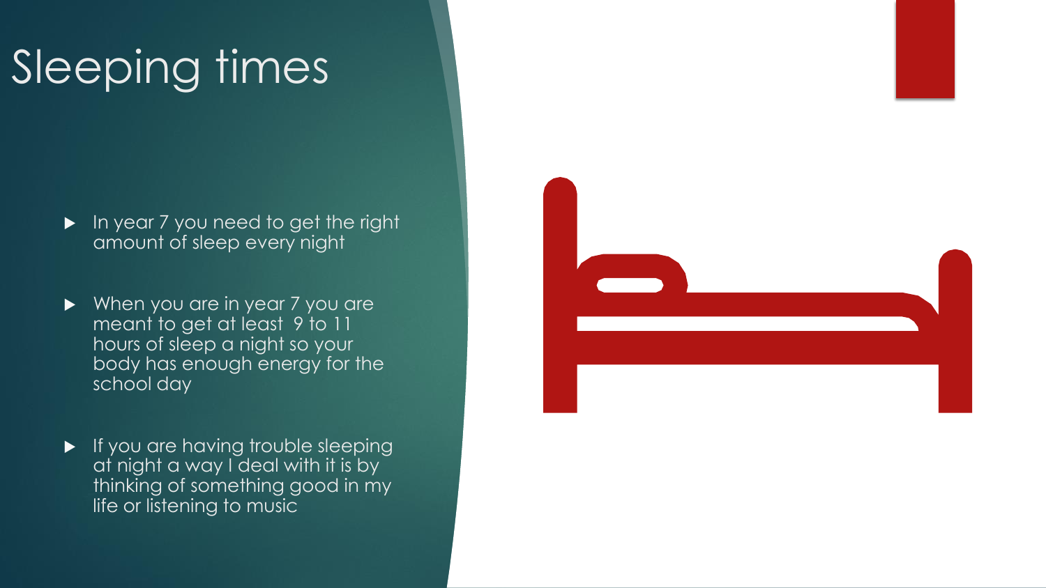# Sleeping times

- In year 7 you need to get the right amount of sleep every night
- When you are in year 7 you are meant to get at least 9 to 11 hours of sleep a night so your body has enough energy for the school day
- If you are having trouble sleeping at night a way I deal with it is by thinking of something good in my life or listening to music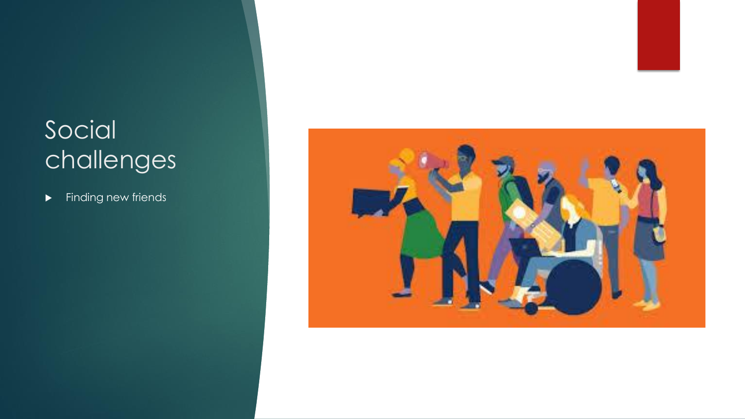# Social challenges

- Finding new friends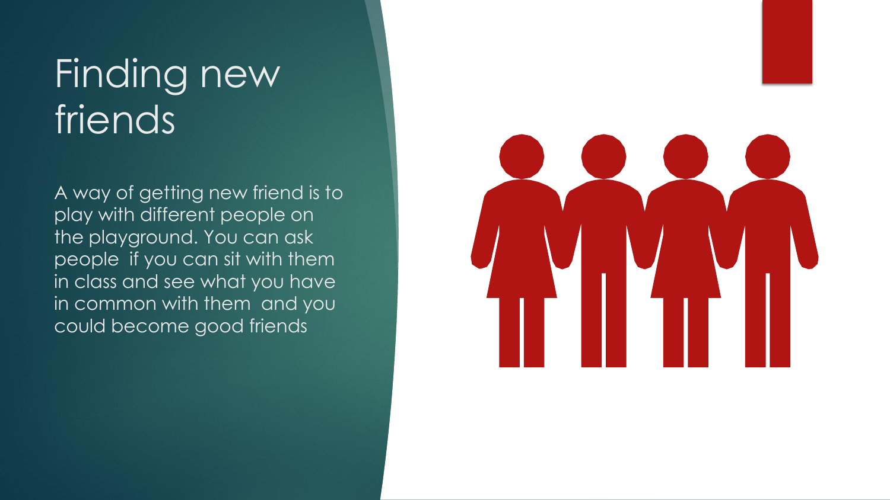# Finding new friends

A way of getting new friend is to play with different people on the playground. You can ask people if you can sit with them in class and see what you have in common with them and you could become good friends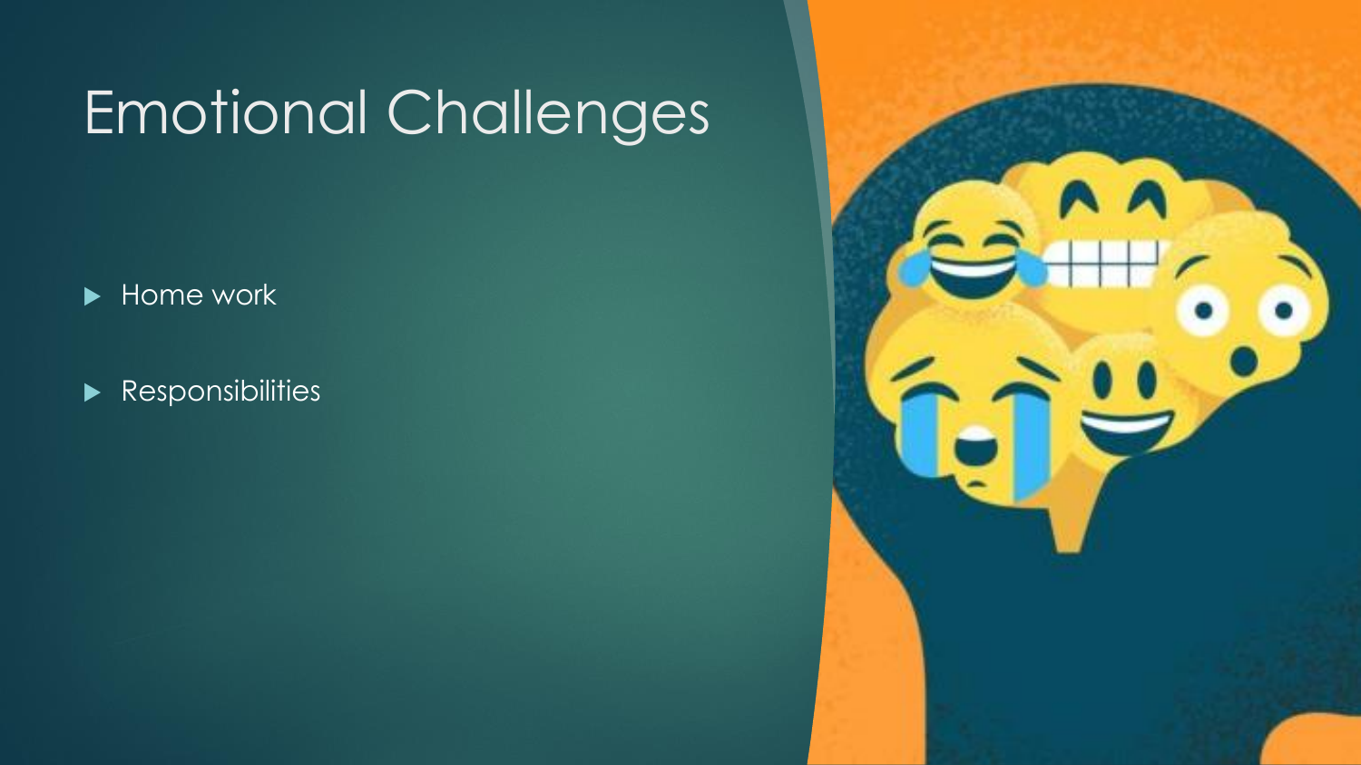# Emotional Challenges

- Home work
- Responsibilities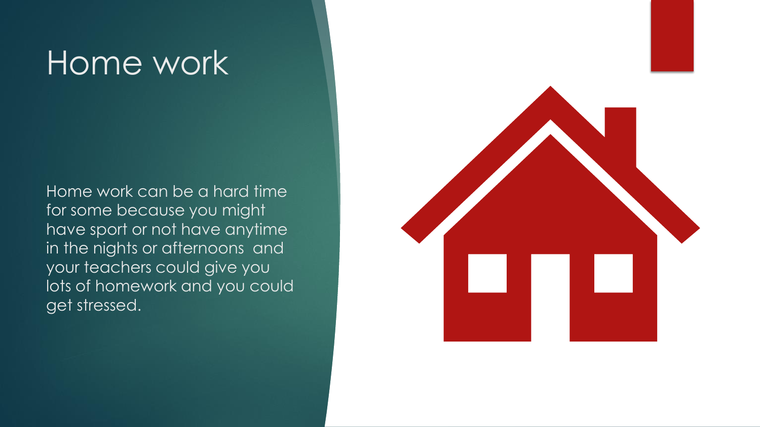# Home work

Home work can be a hard time for some because you might have sport or not have anytime in the nights or afternoons and your teachers could give you lots of homework and you could get stressed.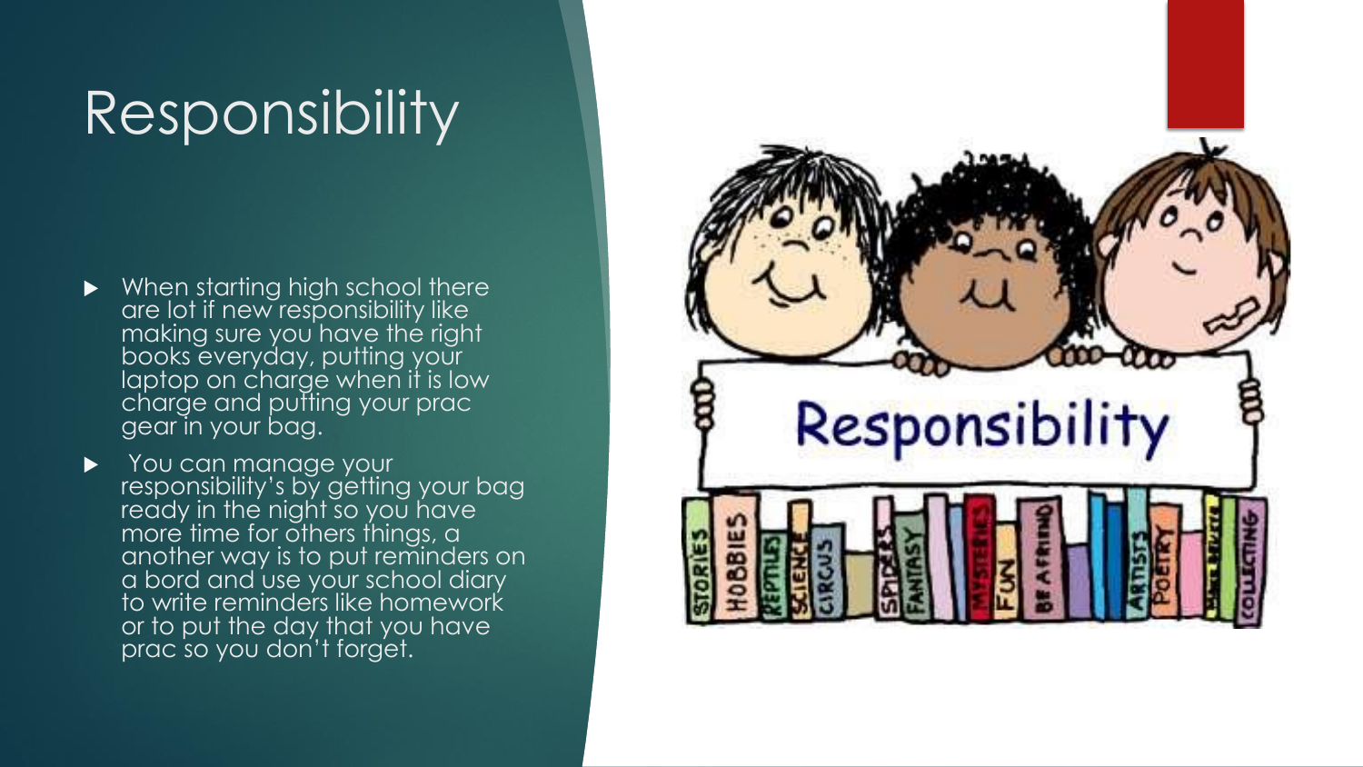# Responsibility

- When starting high school there are lot if new responsibility like making sure you have the right books everyday, putting your laptop on charge when it is low charge and putting your prac gear in your bag.
- You can manage your responsibility's by getting your bag ready in the night so you have more time for others things, a another way is to put reminders on a bord and use your school diary to write reminders like homework or to put the day that you have prac so you don't forget.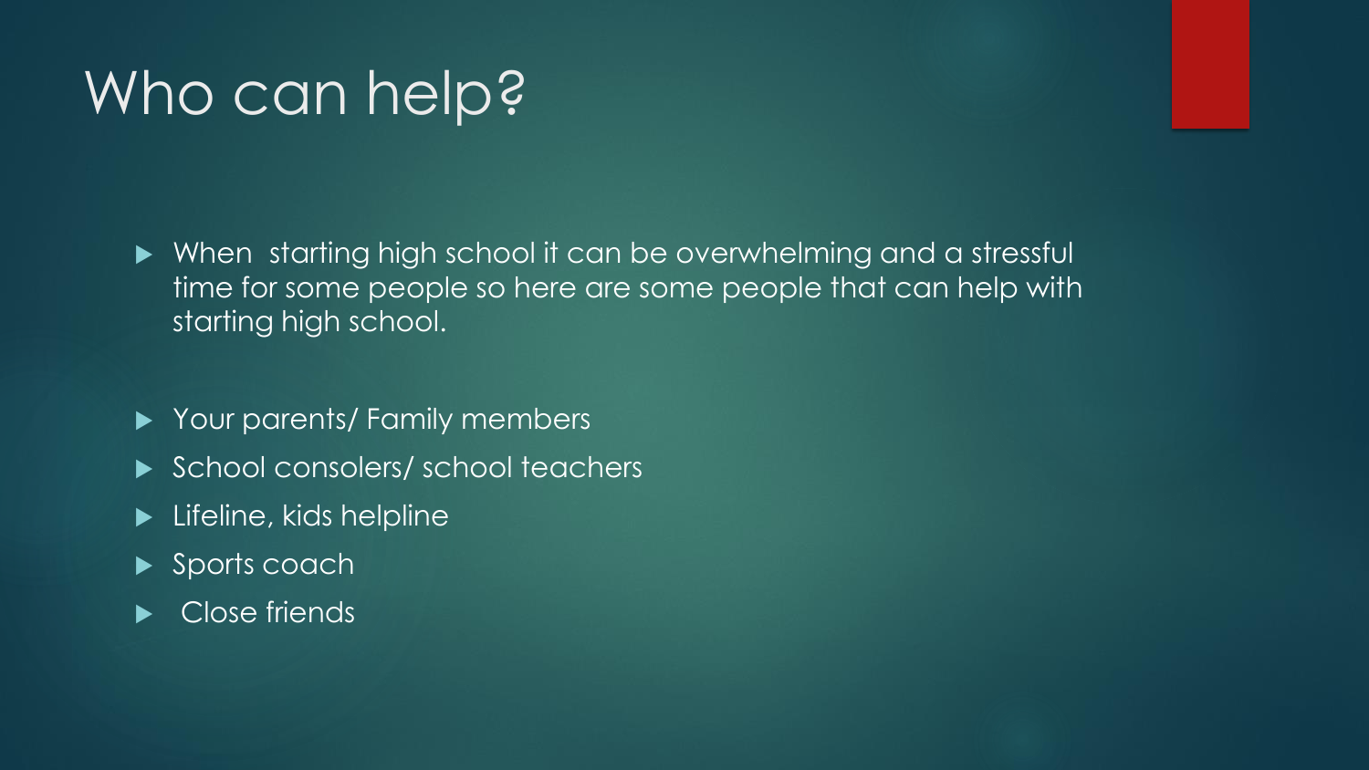# Who can help?

- When starting high school it can be overwhelming and a stressful time for some people so here are some people that can help with starting high school.

- Your parents/ Family members
- School consolers/ school teachers
- Lifeline, kids helpline
- Sports coach
- Close friends